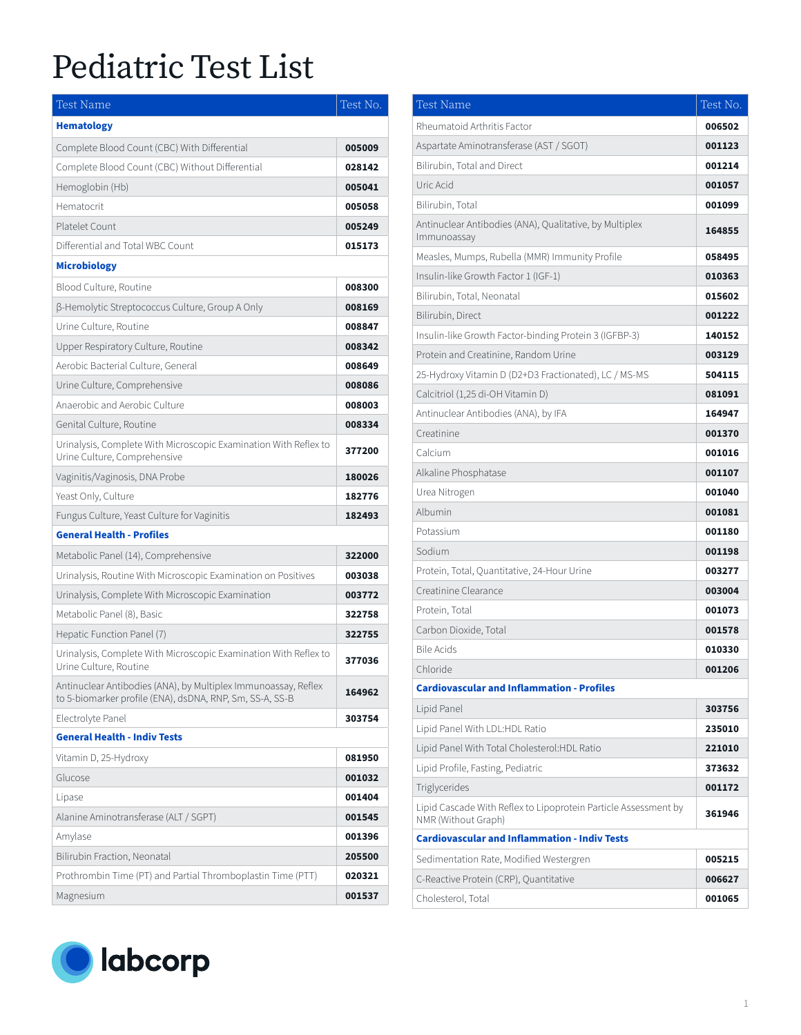# Pediatric Test List

| Test Name | Test No. |
|---|---|
| **Hematology** | |
| Complete Blood Count (CBC) With Differential | **005009** |
| Complete Blood Count (CBC) Without Differential | **028142** |
| Hemoglobin (Hb) | **005041** |
| Hematocrit | **005058** |
| Platelet Count | **005249** |
| Differential and Total WBC Count | **015173** |
| **Microbiology** | |
| Blood Culture, Routine | **008300** |
| β-Hemolytic Streptococcus Culture, Group A Only | **008169** |
| Urine Culture, Routine | **008847** |
| Upper Respiratory Culture, Routine | **008342** |
| Aerobic Bacterial Culture, General | **008649** |
| Urine Culture, Comprehensive | **008086** |
| Anaerobic and Aerobic Culture | **008003** |
| Genital Culture, Routine | **008334** |
| Urinalysis, Complete With Microscopic Examination With Reflex to Urine Culture, Comprehensive | **377200** |
| Vaginitis/Vaginosis, DNA Probe | **180026** |
| Yeast Only, Culture | **182776** |
| Fungus Culture, Yeast Culture for Vaginitis | **182493** |
| **General Health - Profiles** | |
| Metabolic Panel (14), Comprehensive | **322000** |
| Urinalysis, Routine With Microscopic Examination on Positives | **003038** |
| Urinalysis, Complete With Microscopic Examination | **003772** |
| Metabolic Panel (8), Basic | **322758** |
| Hepatic Function Panel (7) | **322755** |
| Urinalysis, Complete With Microscopic Examination With Reflex to Urine Culture, Routine | **377036** |
| Antinuclear Antibodies (ANA), by Multiplex Immunoassay, Reflex to 5-biomarker profile (ENA), dsDNA, RNP, Sm, SS-A, SS-B | **164962** |
| Electrolyte Panel | **303754** |
| **General Health - Indiv Tests** | |
| Vitamin D, 25-Hydroxy | **081950** |
| Glucose | **001032** |
| Lipase | **001404** |
| Alanine Aminotransferase (ALT / SGPT) | **001545** |
| Amylase | **001396** |
| Bilirubin Fraction, Neonatal | **205500** |
| Prothrombin Time (PT) and Partial Thromboplastin Time (PTT) | **020321** |
| Magnesium | **001537** |
| Rheumatoid Arthritis Factor | **006502** |
| Aspartate Aminotransferase (AST / SGOT) | **001123** |
| Bilirubin, Total and Direct | **001214** |
| Uric Acid | **001057** |
| Bilirubin, Total | **001099** |
| Antinuclear Antibodies (ANA), Qualitative, by Multiplex Immunoassay | **164855** |
| Measles, Mumps, Rubella (MMR) Immunity Profile | **058495** |
| Insulin-like Growth Factor 1 (IGF-1) | **010363** |
| Bilirubin, Total, Neonatal | **015602** |
| Bilirubin, Direct | **001222** |
| Insulin-like Growth Factor-binding Protein 3 (IGFBP-3) | **140152** |
| Protein and Creatinine, Random Urine | **003129** |
| 25-Hydroxy Vitamin D (D2+D3 Fractionated), LC / MS-MS | **504115** |
| Calcitriol (1,25 di-OH Vitamin D) | **081091** |
| Antinuclear Antibodies (ANA), by IFA | **164947** |
| Creatinine | **001370** |
| Calcium | **001016** |
| Alkaline Phosphatase | **001107** |
| Urea Nitrogen | **001040** |
| Albumin | **001081** |
| Potassium | **001180** |
| Sodium | **001198** |
| Protein, Total, Quantitative, 24-Hour Urine | **003277** |
| Creatinine Clearance | **003004** |
| Protein, Total | **001073** |
| Carbon Dioxide, Total | **001578** |
| Bile Acids | **010330** |
| Chloride | **001206** |
| **Cardiovascular and Inflammation - Profiles** | |
| Lipid Panel | **303756** |
| Lipid Panel With LDL:HDL Ratio | **235010** |
| Lipid Panel With Total Cholesterol:HDL Ratio | **221010** |
| Lipid Profile, Fasting, Pediatric | **373632** |
| Triglycerides | **001172** |
| Lipid Cascade With Reflex to Lipoprotein Particle Assessment by NMR (Without Graph) | **361946** |
| **Cardiovascular and Inflammation - Indiv Tests** | |
| Sedimentation Rate, Modified Westergren | **005215** |
| C-Reactive Protein (CRP), Quantitative | **006627** |
| Cholesterol, Total | **001065** |

labcorp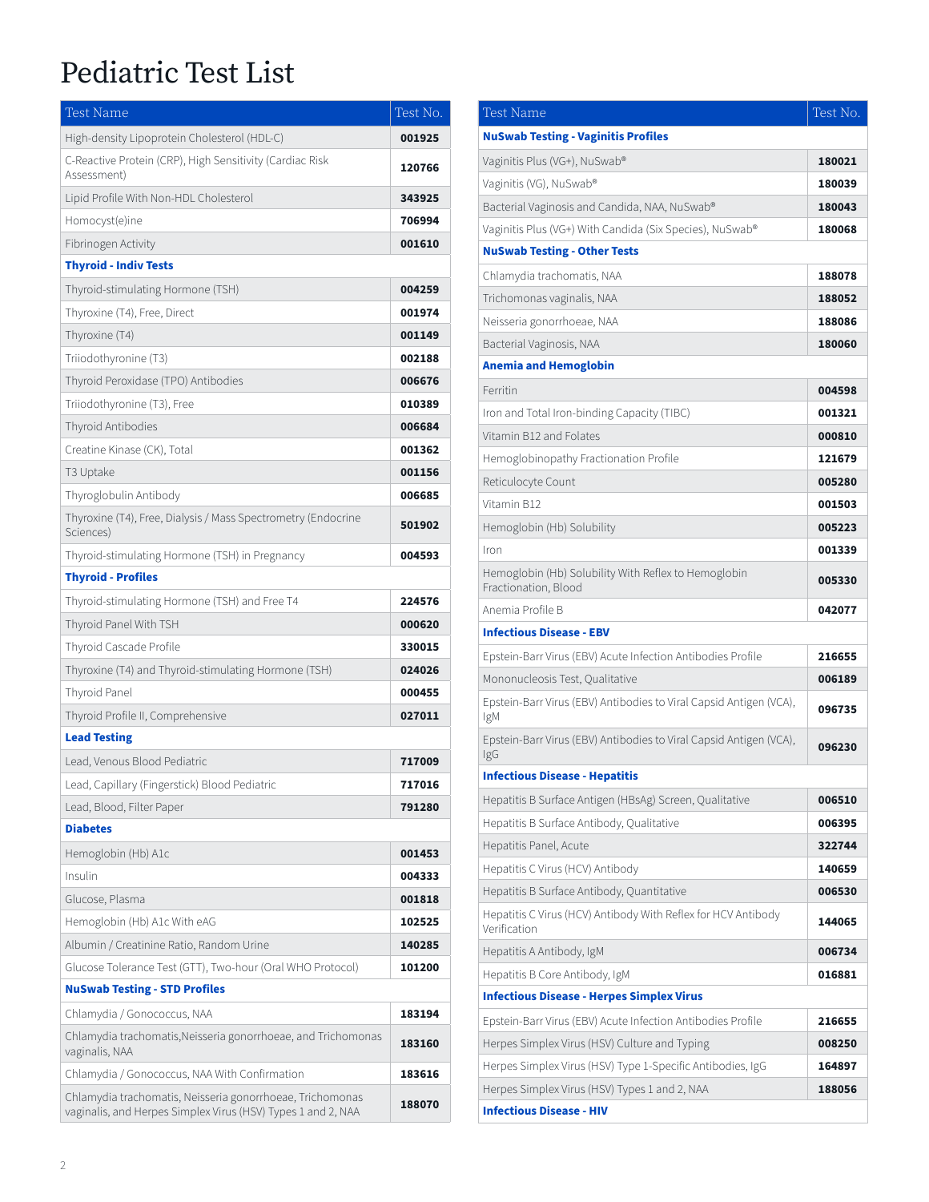# Pediatric Test List

| Test Name | Test No. |
|---|---|
| High-density Lipoprotein Cholesterol (HDL-C) | **001925** |
| C-Reactive Protein (CRP), High Sensitivity (Cardiac Risk Assessment) | **120766** |
| Lipid Profile With Non-HDL Cholesterol | **343925** |
| Homocyst(e)ine | **706994** |
| Fibrinogen Activity | **001610** |
| **Thyroid - Indiv Tests** | |
| Thyroid-stimulating Hormone (TSH) | **004259** |
| Thyroxine (T4), Free, Direct | **001974** |
| Thyroxine (T4) | **001149** |
| Triiodothyronine (T3) | **002188** |
| Thyroid Peroxidase (TPO) Antibodies | **006676** |
| Triiodothyronine (T3), Free | **010389** |
| Thyroid Antibodies | **006684** |
| Creatine Kinase (CK), Total | **001362** |
| T3 Uptake | **001156** |
| Thyroglobulin Antibody | **006685** |
| Thyroxine (T4), Free, Dialysis / Mass Spectrometry (Endocrine Sciences) | **501902** |
| Thyroid-stimulating Hormone (TSH) in Pregnancy | **004593** |
| **Thyroid - Profiles** | |
| Thyroid-stimulating Hormone (TSH) and Free T4 | **224576** |
| Thyroid Panel With TSH | **000620** |
| Thyroid Cascade Profile | **330015** |
| Thyroxine (T4) and Thyroid-stimulating Hormone (TSH) | **024026** |
| Thyroid Panel | **000455** |
| Thyroid Profile II, Comprehensive | **027011** |
| **Lead Testing** | |
| Lead, Venous Blood Pediatric | **717009** |
| Lead, Capillary (Fingerstick) Blood Pediatric | **717016** |
| Lead, Blood, Filter Paper | **791280** |
| **Diabetes** | |
| Hemoglobin (Hb) A1c | **001453** |
| Insulin | **004333** |
| Glucose, Plasma | **001818** |
| Hemoglobin (Hb) A1c With eAG | **102525** |
| Albumin / Creatinine Ratio, Random Urine | **140285** |
| Glucose Tolerance Test (GTT), Two-hour (Oral WHO Protocol) | **101200** |
| **NuSwab Testing - STD Profiles** | |
| Chlamydia / Gonococcus, NAA | **183194** |
| Chlamydia trachomatis,Neisseria gonorrhoeae, and Trichomonas vaginalis, NAA | **183160** |
| Chlamydia / Gonococcus, NAA With Confirmation | **183616** |
| Chlamydia trachomatis, Neisseria gonorrhoeae, Trichomonas vaginalis, and Herpes Simplex Virus (HSV) Types 1 and 2, NAA | **188070** |

| Test Name | Test No. |
|---|---|
| **NuSwab Testing - Vaginitis Profiles** | |
| Vaginitis Plus (VG+), NuSwab® | **180021** |
| Vaginitis (VG), NuSwab® | **180039** |
| Bacterial Vaginosis and Candida, NAA, NuSwab® | **180043** |
| Vaginitis Plus (VG+) With Candida (Six Species), NuSwab® | **180068** |
| **NuSwab Testing - Other Tests** | |
| Chlamydia trachomatis, NAA | **188078** |
| Trichomonas vaginalis, NAA | **188052** |
| Neisseria gonorrhoeae, NAA | **188086** |
| Bacterial Vaginosis, NAA | **180060** |
| **Anemia and Hemoglobin** | |
| Ferritin | **004598** |
| Iron and Total Iron-binding Capacity (TIBC) | **001321** |
| Vitamin B12 and Folates | **000810** |
| Hemoglobinopathy Fractionation Profile | **121679** |
| Reticulocyte Count | **005280** |
| Vitamin B12 | **001503** |
| Hemoglobin (Hb) Solubility | **005223** |
| Iron | **001339** |
| Hemoglobin (Hb) Solubility With Reflex to Hemoglobin Fractionation, Blood | **005330** |
| Anemia Profile B | **042077** |
| **Infectious Disease - EBV** | |
| Epstein-Barr Virus (EBV) Acute Infection Antibodies Profile | **216655** |
| Mononucleosis Test, Qualitative | **006189** |
| Epstein-Barr Virus (EBV) Antibodies to Viral Capsid Antigen (VCA), IgM | **096735** |
| Epstein-Barr Virus (EBV) Antibodies to Viral Capsid Antigen (VCA), IgG | **096230** |
| **Infectious Disease - Hepatitis** | |
| Hepatitis B Surface Antigen (HBsAg) Screen, Qualitative | **006510** |
| Hepatitis B Surface Antibody, Qualitative | **006395** |
| Hepatitis Panel, Acute | **322744** |
| Hepatitis C Virus (HCV) Antibody | **140659** |
| Hepatitis B Surface Antibody, Quantitative | **006530** |
| Hepatitis C Virus (HCV) Antibody With Reflex for HCV Antibody Verification | **144065** |
| Hepatitis A Antibody, IgM | **006734** |
| Hepatitis B Core Antibody, IgM | **016881** |
| **Infectious Disease - Herpes Simplex Virus** | |
| Epstein-Barr Virus (EBV) Acute Infection Antibodies Profile | **216655** |
| Herpes Simplex Virus (HSV) Culture and Typing | **008250** |
| Herpes Simplex Virus (HSV) Type 1-Specific Antibodies, IgG | **164897** |
| Herpes Simplex Virus (HSV) Types 1 and 2, NAA | **188056** |
| **Infectious Disease - HIV** | |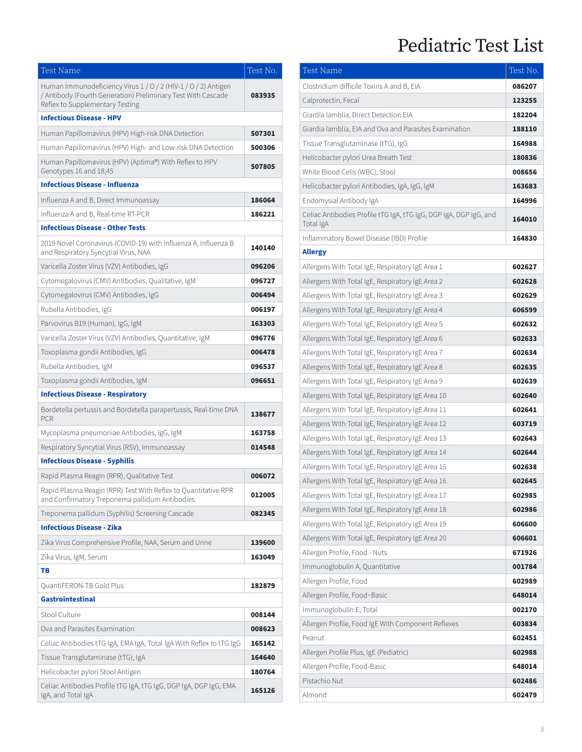# Pediatric Test List

| Test Name | Test No. |
|---|---|
| Human Immunodeficiency Virus 1 / O / 2 (HIV-1 / O / 2) Antigen / Antibody (Fourth Generation) Preliminary Test With Cascade Reflex to Supplementary Testing | 083935 |
| **Infectious Disease - HPV** | |
| Human Papillomavirus (HPV) High-risk DNA Detection | 507301 |
| Human Papillomavirus (HPV) High- and Low-risk DNA Detection | 500306 |
| Human Papillomavirus (HPV) (Aptima®) With Reflex to HPV Genotypes 16 and 18,45 | 507805 |
| **Infectious Disease - Influenza** | |
| Influenza A and B, Direct Immunoassay | 186064 |
| Influenza A and B, Real-time RT-PCR | 186221 |
| **Infectious Disease - Other Tests** | |
| 2019 Novel Coronavirus (COVID-19) with Influenza A, Influenza B and Respiratory Syncytial Virus, NAA | 140140 |
| Varicella Zoster Virus (VZV) Antibodies, IgG | 096206 |
| Cytomegalovirus (CMV) Antibodies, Qualitative, IgM | 096727 |
| Cytomegalovirus (CMV) Antibodies, IgG | 006494 |
| Rubella Antibodies, IgG | 006197 |
| Parvovirus B19 (Human), IgG, IgM | 163303 |
| Varicella Zoster Virus (VZV) Antibodies, Quantitative, IgM | 096776 |
| Toxoplasma gondii Antibodies, IgG | 006478 |
| Rubella Antibodies, IgM | 096537 |
| Toxoplasma gondii Antibodies, IgM | 096651 |
| **Infectious Disease - Respiratory** | |
| Bordetella pertussis and Bordetella parapertussis, Real-time DNA PCR | 138677 |
| Mycoplasma pneumoniae Antibodies, IgG, IgM | 163758 |
| Respiratory Syncytial Virus (RSV), Immunoassay | 014548 |
| **Infectious Disease - Syphilis** | |
| Rapid Plasma Reagin (RPR), Qualitative Test | 006072 |
| Rapid Plasma Reagin (RPR) Test With Reflex to Quantitative RPR and Confirmatory Treponema pallidum Antibodies | 012005 |
| Treponema pallidum (Syphilis) Screening Cascade | 082345 |
| **Infectious Disease - Zika** | |
| Zika Virus Comprehensive Profile, NAA, Serum and Urine | 139600 |
| Zika Virus, IgM, Serum | 163049 |
| **TB** | |
| QuantiFERON-TB Gold Plus | 182879 |
| **Gastrointestinal** | |
| Stool Culture | 008144 |
| Ova and Parasites Examination | 008623 |
| Celiac Antibodies tTG IgA, EMA IgA, Total IgA With Reflex to tTG IgG | 165142 |
| Tissue Transglutaminase (tTG), IgA | 164640 |
| Helicobacter pylori Stool Antigen | 180764 |
| Celiac Antibodies Profile tTG IgA, tTG IgG, DGP IgA, DGP IgG, EMA IgA, and Total IgA | 165126 |
| Clostridium difficile Toxins A and B, EIA | 086207 |
| Calprotectin, Fecal | 123255 |
| Giardia lamblia, Direct Detection EIA | 182204 |
| Giardia lamblia, EIA and Ova and Parasites Examination | 188110 |
| Tissue Transglutaminase (tTG), IgG | 164988 |
| Helicobacter pylori Urea Breath Test | 180836 |
| White Blood Cells (WBC), Stool | 008656 |
| Helicobacter pylori Antibodies, IgA, IgG, IgM | 163683 |
| Endomysial Antibody IgA | 164996 |
| Celiac Antibodies Profile tTG IgA, tTG IgG, DGP IgA, DGP IgG, and Total IgA | 164010 |
| Inflammatory Bowel Disease (IBD) Profile | 164830 |
| **Allergy** | |
| Allergens With Total IgE, Respiratory IgE Area 1 | 602627 |
| Allergens With Total IgE, Respiratory IgE Area 2 | 602628 |
| Allergens With Total IgE, Respiratory IgE Area 3 | 602629 |
| Allergens With Total IgE, Respiratory IgE Area 4 | 606599 |
| Allergens With Total IgE, Respiratory IgE Area 5 | 602632 |
| Allergens With Total IgE, Respiratory IgE Area 6 | 602633 |
| Allergens With Total IgE, Respiratory IgE Area 7 | 602634 |
| Allergens With Total IgE, Respiratory IgE Area 8 | 602635 |
| Allergens With Total IgE, Respiratory IgE Area 9 | 602639 |
| Allergens With Total IgE, Respiratory IgE Area 10 | 602640 |
| Allergens With Total IgE, Respiratory IgE Area 11 | 602641 |
| Allergens With Total IgE, Respiratory IgE Area 12 | 603719 |
| Allergens With Total IgE, Respiratory IgE Area 13 | 602643 |
| Allergens With Total IgE, Respiratory IgE Area 14 | 602644 |
| Allergens With Total IgE, Respiratory IgE Area 15 | 602638 |
| Allergens With Total IgE, Respiratory IgE Area 16 | 602645 |
| Allergens With Total IgE, Respiratory IgE Area 17 | 602985 |
| Allergens With Total IgE, Respiratory IgE Area 18 | 602986 |
| Allergens With Total IgE, Respiratory IgE Area 19 | 606600 |
| Allergens With Total IgE, Respiratory IgE Area 20 | 606601 |
| Allergen Profile, Food - Nuts | 671926 |
| Immunoglobulin A, Quantitative | 001784 |
| Allergen Profile, Food | 602989 |
| Allergen Profile, Food–Basic | 648014 |
| Immunoglobulin E, Total | 002170 |
| Allergen Profile, Food IgE With Component Reflexes | 603834 |
| Peanut | 602451 |
| Allergen Profile Plus, IgE (Pediatric) | 602988 |
| Allergen Profile, Food-Basic | 648014 |
| Pistachio Nut | 602486 |
| Almond | 602479 |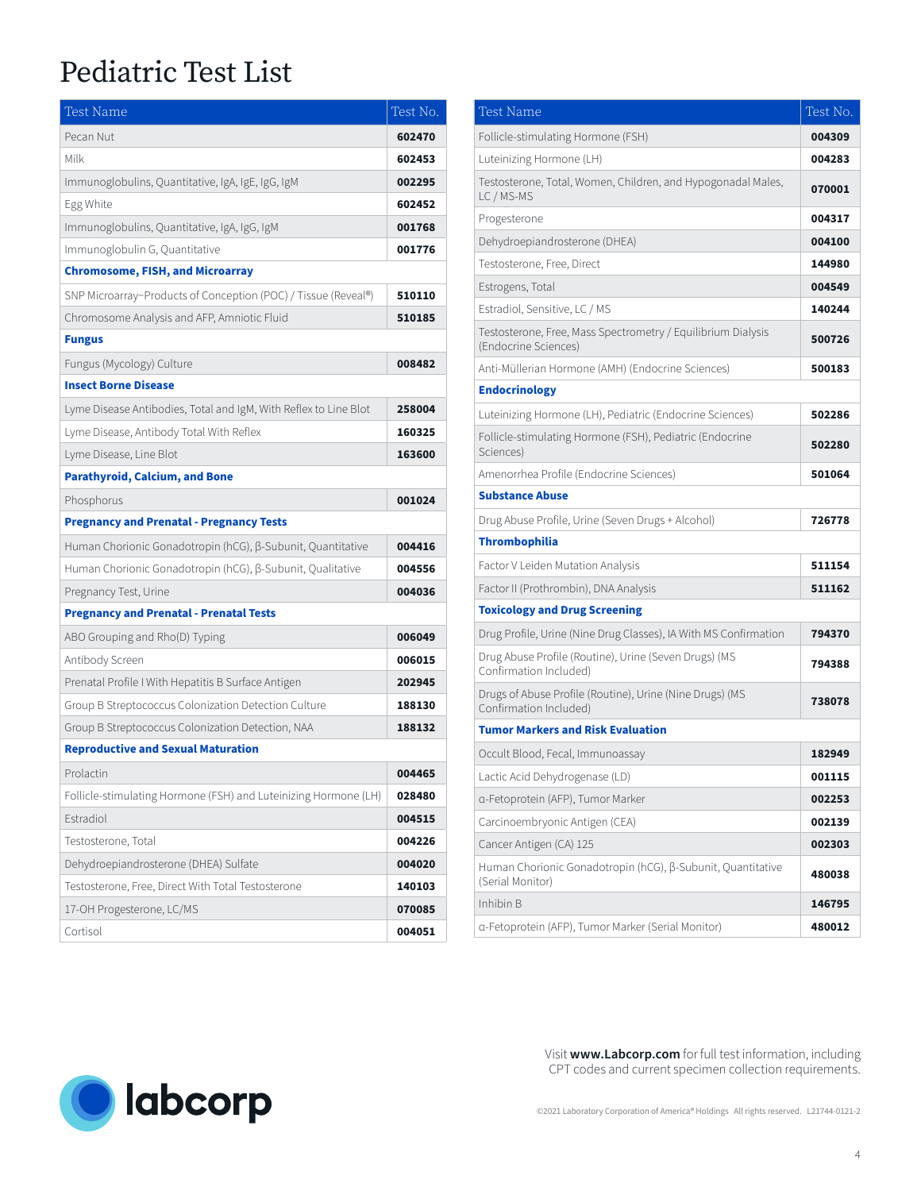# Pediatric Test List

| Test Name | Test No. |
| --- | --- |
| Pecan Nut | **602470** |
| Milk | **602453** |
| Immunoglobulins, Quantitative, IgA, IgE, IgG, IgM | **002295** |
| Egg White | **602452** |
| Immunoglobulins, Quantitative, IgA, IgG, IgM | **001768** |
| Immunoglobulin G, Quantitative | **001776** |
| **Chromosome, FISH, and Microarray** | |
| SNP Microarray–Products of Conception (POC) / Tissue (Reveal®) | **510110** |
| Chromosome Analysis and AFP, Amniotic Fluid | **510185** |
| **Fungus** | |
| Fungus (Mycology) Culture | **008482** |
| **Insect Borne Disease** | |
| Lyme Disease Antibodies, Total and IgM, With Reflex to Line Blot | **258004** |
| Lyme Disease, Antibody Total With Reflex | **160325** |
| Lyme Disease, Line Blot | **163600** |
| **Parathyroid, Calcium, and Bone** | |
| Phosphorus | **001024** |
| **Pregnancy and Prenatal - Pregnancy Tests** | |
| Human Chorionic Gonadotropin (hCG), β-Subunit, Quantitative | **004416** |
| Human Chorionic Gonadotropin (hCG), β-Subunit, Qualitative | **004556** |
| Pregnancy Test, Urine | **004036** |
| **Pregnancy and Prenatal - Prenatal Tests** | |
| ABO Grouping and Rho(D) Typing | **006049** |
| Antibody Screen | **006015** |
| Prenatal Profile I With Hepatitis B Surface Antigen | **202945** |
| Group B Streptococcus Colonization Detection Culture | **188130** |
| Group B Streptococcus Colonization Detection, NAA | **188132** |
| **Reproductive and Sexual Maturation** | |
| Prolactin | **004465** |
| Follicle-stimulating Hormone (FSH) and Luteinizing Hormone (LH) | **028480** |
| Estradiol | **004515** |
| Testosterone, Total | **004226** |
| Dehydroepiandrosterone (DHEA) Sulfate | **004020** |
| Testosterone, Free, Direct With Total Testosterone | **140103** |
| 17-OH Progesterone, LC/MS | **070085** |
| Cortisol | **004051** |

| Test Name | Test No. |
| --- | --- |
| Follicle-stimulating Hormone (FSH) | **004309** |
| Luteinizing Hormone (LH) | **004283** |
| Testosterone, Total, Women, Children, and Hypogonadal Males, LC / MS-MS | **070001** |
| Progesterone | **004317** |
| Dehydroepiandrosterone (DHEA) | **004100** |
| Testosterone, Free, Direct | **144980** |
| Estrogens, Total | **004549** |
| Estradiol, Sensitive, LC / MS | **140244** |
| Testosterone, Free, Mass Spectrometry / Equilibrium Dialysis (Endocrine Sciences) | **500726** |
| Anti-Müllerian Hormone (AMH) (Endocrine Sciences) | **500183** |
| **Endocrinology** | |
| Luteinizing Hormone (LH), Pediatric (Endocrine Sciences) | **502286** |
| Follicle-stimulating Hormone (FSH), Pediatric (Endocrine Sciences) | **502280** |
| Amenorrhea Profile (Endocrine Sciences) | **501064** |
| **Substance Abuse** | |
| Drug Abuse Profile, Urine (Seven Drugs + Alcohol) | **726778** |
| **Thrombophilia** | |
| Factor V Leiden Mutation Analysis | **511154** |
| Factor II (Prothrombin), DNA Analysis | **511162** |
| **Toxicology and Drug Screening** | |
| Drug Profile, Urine (Nine Drug Classes), IA With MS Confirmation | **794370** |
| Drug Abuse Profile (Routine), Urine (Seven Drugs) (MS Confirmation Included) | **794388** |
| Drugs of Abuse Profile (Routine), Urine (Nine Drugs) (MS Confirmation Included) | **738078** |
| **Tumor Markers and Risk Evaluation** | |
| Occult Blood, Fecal, Immunoassay | **182949** |
| Lactic Acid Dehydrogenase (LD) | **001115** |
| α-Fetoprotein (AFP), Tumor Marker | **002253** |
| Carcinoembryonic Antigen (CEA) | **002139** |
| Cancer Antigen (CA) 125 | **002303** |
| Human Chorionic Gonadotropin (hCG), β-Subunit, Quantitative (Serial Monitor) | **480038** |
| Inhibin B | **146795** |
| α-Fetoprotein (AFP), Tumor Marker (Serial Monitor) | **480012** |

Visit **www.Labcorp.com** for full test information, including CPT codes and current specimen collection requirements.

labcorp

©2021 Laboratory Corporation of America® Holdings All rights reserved. L21744-0121-2